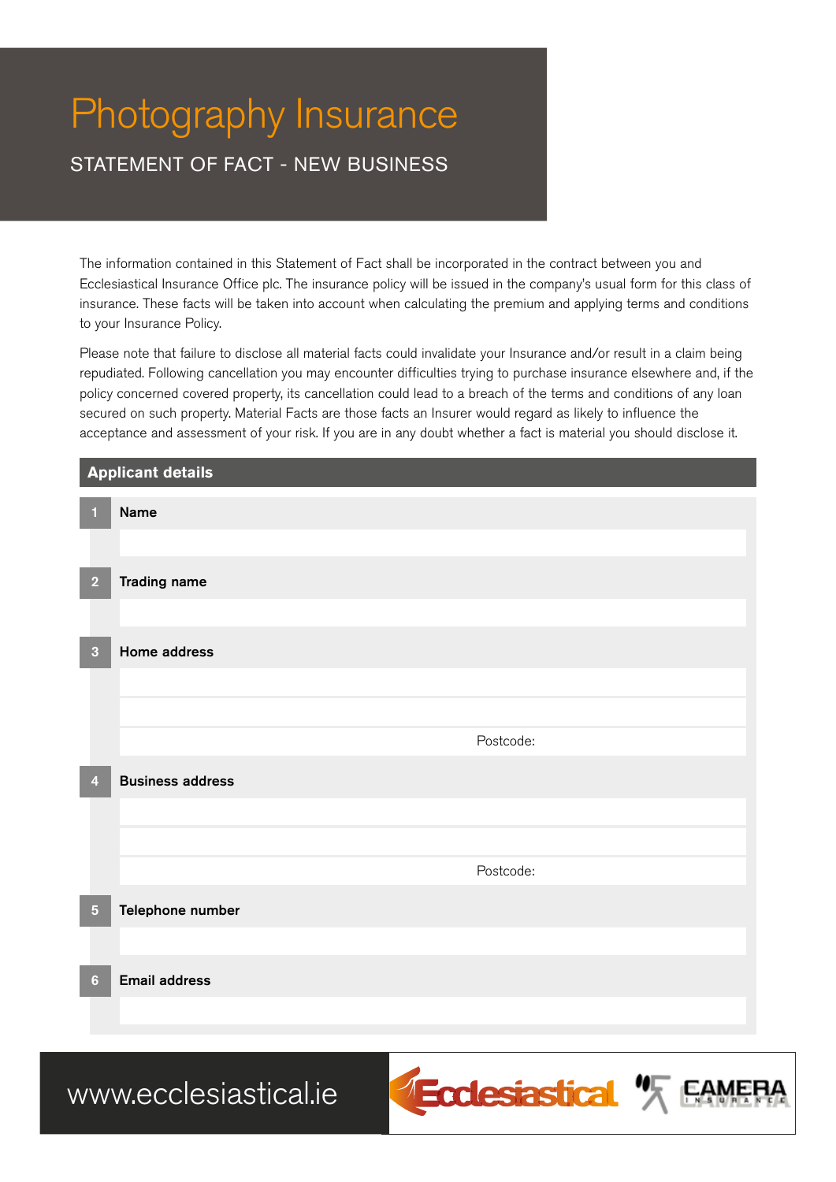# Photography Insurance

## STATEMENT OF FACT - NEW BUSINESS

The information contained in this Statement of Fact shall be incorporated in the contract between you and Ecclesiastical Insurance Office plc. The insurance policy will be issued in the company's usual form for this class of insurance. These facts will be taken into account when calculating the premium and applying terms and conditions to your Insurance Policy.

Please note that failure to disclose all material facts could invalidate your Insurance and/or result in a claim being repudiated. Following cancellation you may encounter difficulties trying to purchase insurance elsewhere and, if the policy concerned covered property, its cancellation could lead to a breach of the terms and conditions of any loan secured on such property. Material Facts are those facts an Insurer would regard as likely to influence the acceptance and assessment of your risk. If you are in any doubt whether a fact is material you should disclose it.

### Applicant details

**1 Name**

**2 Trading name**

**3 Home address**

Postcode:

**4 Business address**

Postcode:

**5 Telephone number**

**6 Email address**

www.ecclesiastical.ie

Ecclesiastical

CAMERA INSURANCE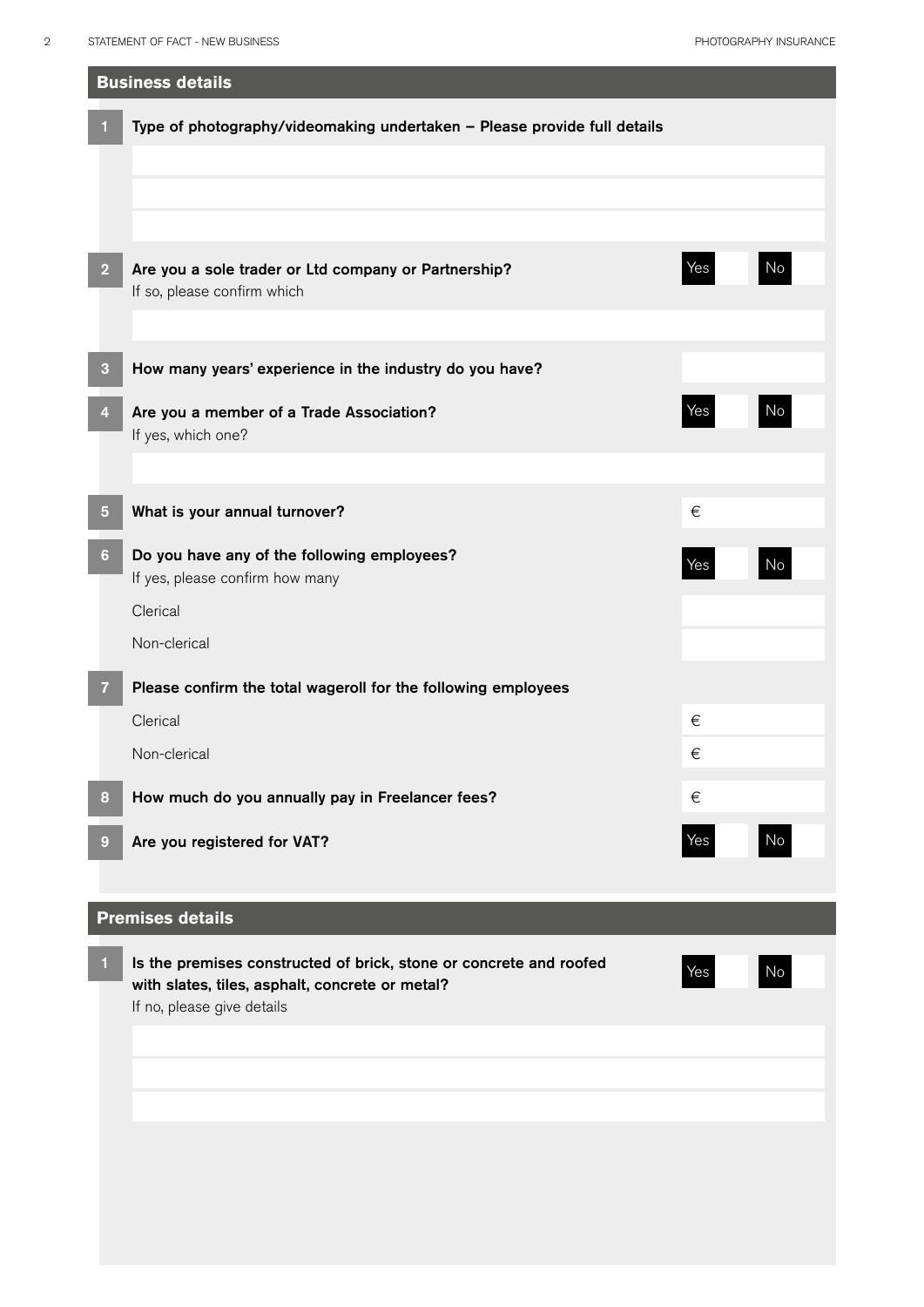## Business details

**1. Type of photography/videomaking undertaken – Please provide full details**

**2. Are you a sole trader or Ltd company or Partnership?** Yes ☐ No ☐
If so, please confirm which

**3. How many years' experience in the industry do you have?**

**4. Are you a member of a Trade Association?** Yes ☐ No ☐
If yes, which one?

**5. What is your annual turnover?** €

**6. Do you have any of the following employees?** Yes ☐ No ☐
If yes, please confirm how many

Clerical

Non-clerical

**7. Please confirm the total wageroll for the following employees**

Clerical €

Non-clerical €

**8. How much do you annually pay in Freelancer fees?** €

**9. Are you registered for VAT?** Yes ☐ No ☐

## Premises details

**1. Is the premises constructed of brick, stone or concrete and roofed with slates, tiles, asphalt, concrete or metal?** Yes ☐ No ☐
If no, please give details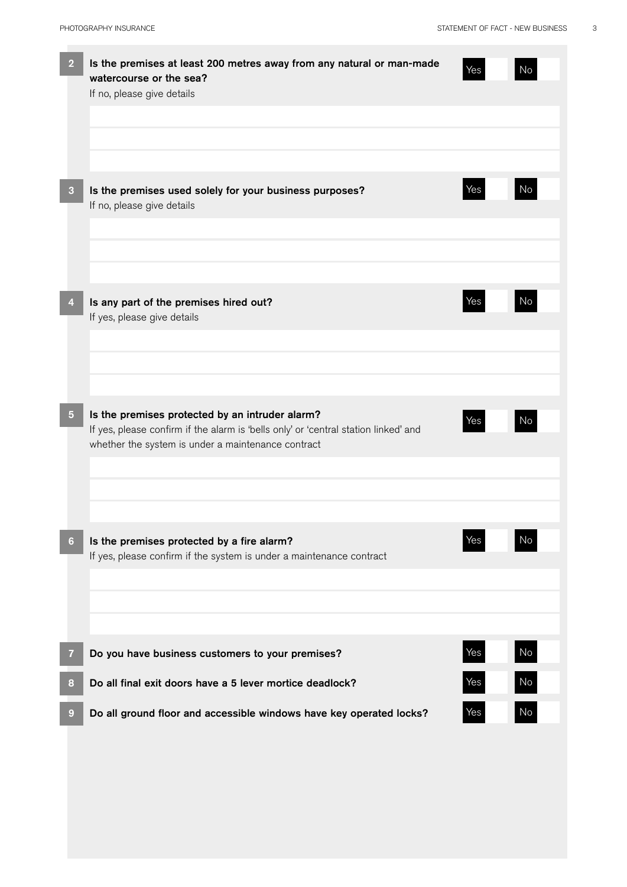**2** **Is the premises at least 200 metres away from any natural or man-made watercourse or the sea?**

Yes ☐ No ☐

If no, please give details

**3** **Is the premises used solely for your business purposes?**

Yes ☐ No ☐

If no, please give details

**4** **Is any part of the premises hired out?**

Yes ☐ No ☐

If yes, please give details

**5** **Is the premises protected by an intruder alarm?**

Yes ☐ No ☐

If yes, please confirm if the alarm is 'bells only' or 'central station linked' and whether the system is under a maintenance contract

**6** **Is the premises protected by a fire alarm?**

Yes ☐ No ☐

If yes, please confirm if the system is under a maintenance contract

**7** **Do you have business customers to your premises?**

Yes ☐ No ☐

**8** **Do all final exit doors have a 5 lever mortice deadlock?**

Yes ☐ No ☐

**9** **Do all ground floor and accessible windows have key operated locks?**

Yes ☐ No ☐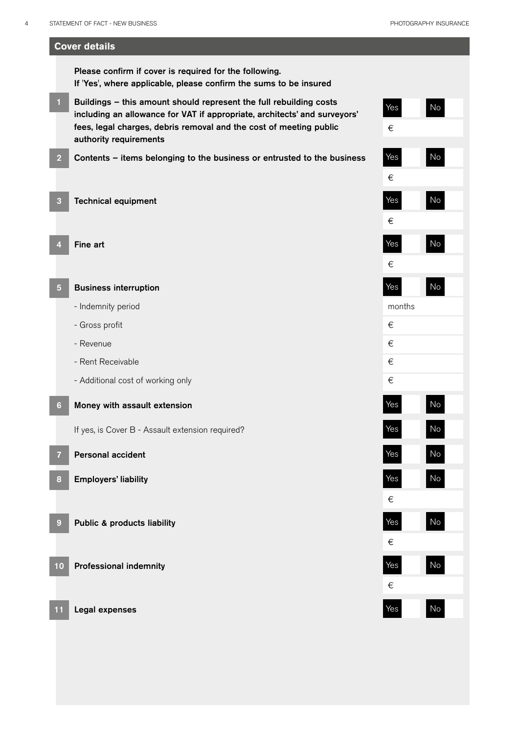## Cover details

**Please confirm if cover is required for the following.**
**If 'Yes', where applicable, please confirm the sums to be insured**

| | | | |
|---|---|---|---|
| 1 | **Buildings – this amount should represent the full rebuilding costs including an allowance for VAT if appropriate, architects' and surveyors' fees, legal charges, debris removal and the cost of meeting public authority requirements** | Yes | No |
| | | € | |
| 2 | **Contents – items belonging to the business or entrusted to the business** | Yes | No |
| | | € | |
| 3 | **Technical equipment** | Yes | No |
| | | € | |
| 4 | **Fine art** | Yes | No |
| | | € | |
| 5 | **Business interruption** | Yes | No |
| | - Indemnity period | months | |
| | - Gross profit | € | |
| | - Revenue | € | |
| | - Rent Receivable | € | |
| | - Additional cost of working only | € | |
| 6 | **Money with assault extension** | Yes | No |
| | If yes, is Cover B - Assault extension required? | Yes | No |
| 7 | **Personal accident** | Yes | No |
| 8 | **Employers' liability** | Yes | No |
| | | € | |
| 9 | **Public & products liability** | Yes | No |
| | | € | |
| 10 | **Professional indemnity** | Yes | No |
| | | € | |
| 11 | **Legal expenses** | Yes | No |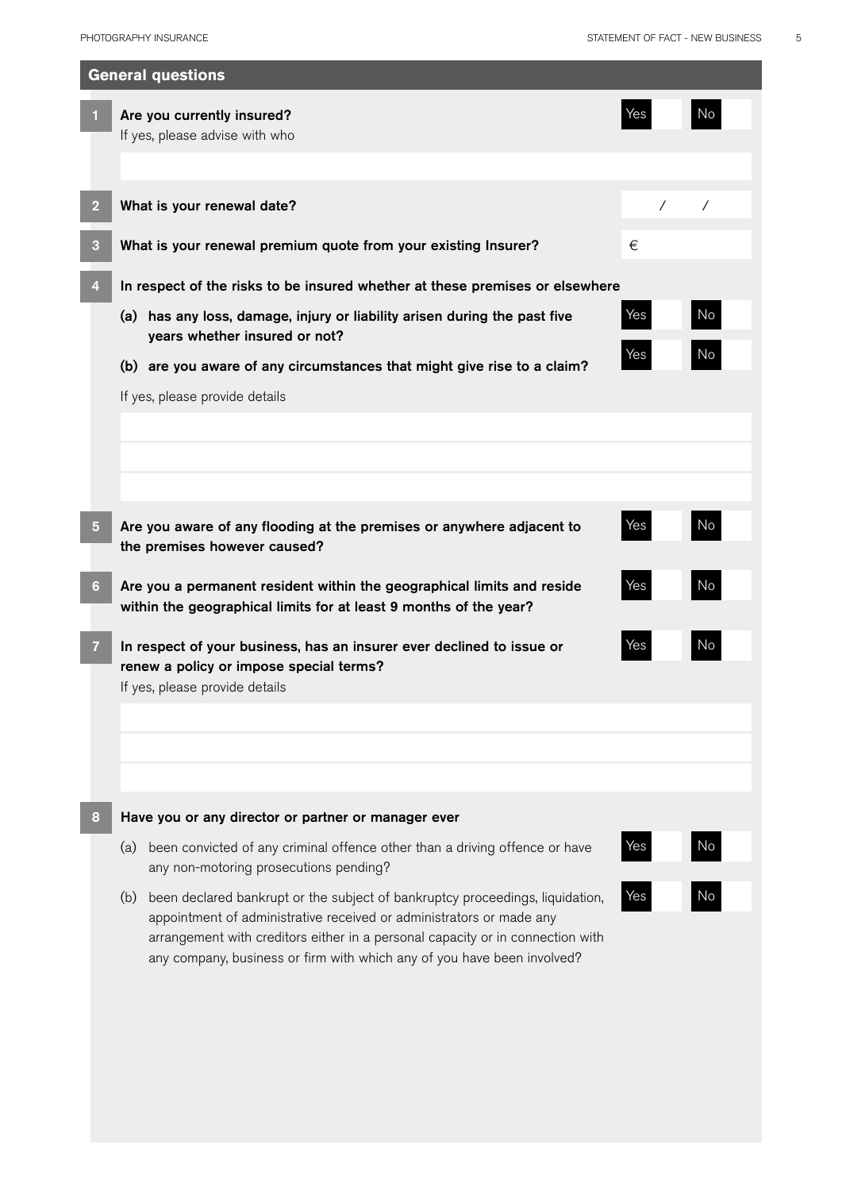## General questions

**1 Are you currently insured?** Yes ☐ No ☐

If yes, please advise with who

**2 What is your renewal date?** / /

**3 What is your renewal premium quote from your existing Insurer?** €

**4 In respect of the risks to be insured whether at these premises or elsewhere**

**(a) has any loss, damage, injury or liability arisen during the past five years whether insured or not?** Yes ☐ No ☐

**(b) are you aware of any circumstances that might give rise to a claim?** Yes ☐ No ☐

If yes, please provide details

**5 Are you aware of any flooding at the premises or anywhere adjacent to the premises however caused?** Yes ☐ No ☐

**6 Are you a permanent resident within the geographical limits and reside within the geographical limits for at least 9 months of the year?** Yes ☐ No ☐

**7 In respect of your business, has an insurer ever declined to issue or renew a policy or impose special terms?** Yes ☐ No ☐

If yes, please provide details

**8 Have you or any director or partner or manager ever**

(a) been convicted of any criminal offence other than a driving offence or have any non-motoring prosecutions pending? Yes ☐ No ☐

(b) been declared bankrupt or the subject of bankruptcy proceedings, liquidation, appointment of administrative received or administrators or made any arrangement with creditors either in a personal capacity or in connection with any company, business or firm with which any of you have been involved? Yes ☐ No ☐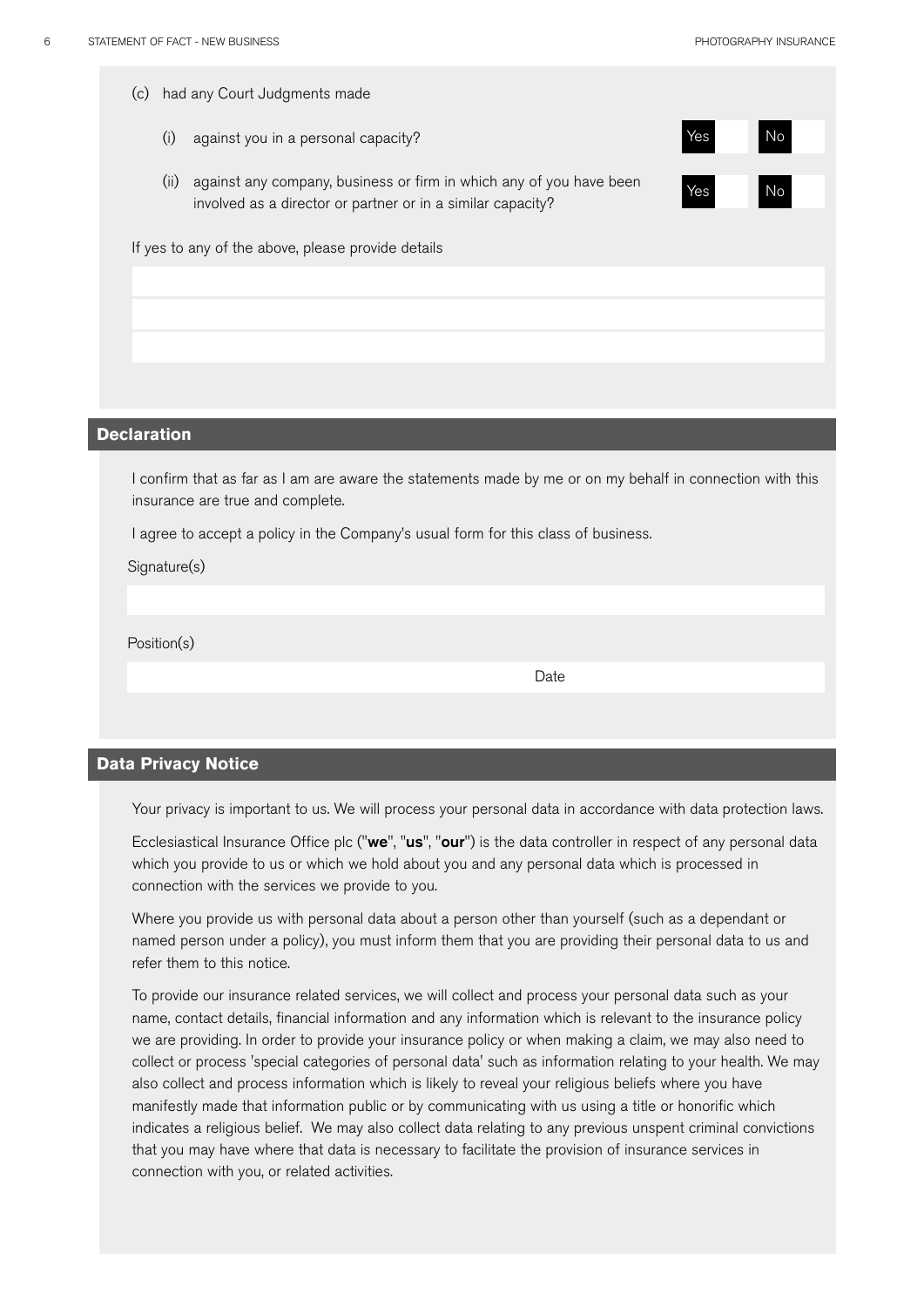(c) had any Court Judgments made

(i) against you in a personal capacity? Yes ☐ No ☐

(ii) against any company, business or firm in which any of you have been involved as a director or partner or in a similar capacity? Yes ☐ No ☐

If yes to any of the above, please provide details

## Declaration

I confirm that as far as I am are aware the statements made by me or on my behalf in connection with this insurance are true and complete.

I agree to accept a policy in the Company's usual form for this class of business.

Signature(s)

Position(s)

Date

## Data Privacy Notice

Your privacy is important to us. We will process your personal data in accordance with data protection laws.

Ecclesiastical Insurance Office plc ("**we**", "**us**", "**our**") is the data controller in respect of any personal data which you provide to us or which we hold about you and any personal data which is processed in connection with the services we provide to you.

Where you provide us with personal data about a person other than yourself (such as a dependant or named person under a policy), you must inform them that you are providing their personal data to us and refer them to this notice.

To provide our insurance related services, we will collect and process your personal data such as your name, contact details, financial information and any information which is relevant to the insurance policy we are providing. In order to provide your insurance policy or when making a claim, we may also need to collect or process 'special categories of personal data' such as information relating to your health. We may also collect and process information which is likely to reveal your religious beliefs where you have manifestly made that information public or by communicating with us using a title or honorific which indicates a religious belief. We may also collect data relating to any previous unspent criminal convictions that you may have where that data is necessary to facilitate the provision of insurance services in connection with you, or related activities.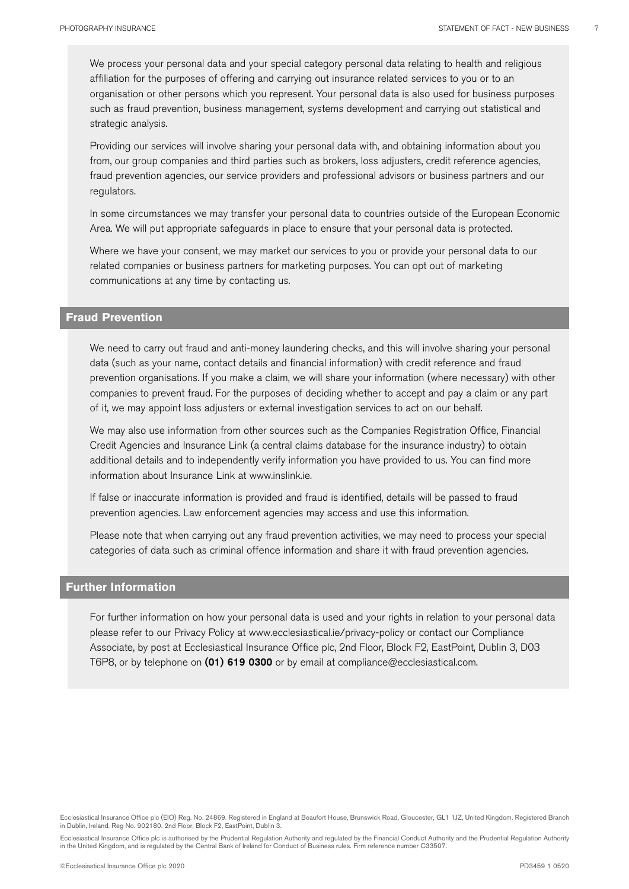We process your personal data and your special category personal data relating to health and religious affiliation for the purposes of offering and carrying out insurance related services to you or to an organisation or other persons which you represent. Your personal data is also used for business purposes such as fraud prevention, business management, systems development and carrying out statistical and strategic analysis.

Providing our services will involve sharing your personal data with, and obtaining information about you from, our group companies and third parties such as brokers, loss adjusters, credit reference agencies, fraud prevention agencies, our service providers and professional advisors or business partners and our regulators.

In some circumstances we may transfer your personal data to countries outside of the European Economic Area. We will put appropriate safeguards in place to ensure that your personal data is protected.

Where we have your consent, we may market our services to you or provide your personal data to our related companies or business partners for marketing purposes. You can opt out of marketing communications at any time by contacting us.

## Fraud Prevention

We need to carry out fraud and anti-money laundering checks, and this will involve sharing your personal data (such as your name, contact details and financial information) with credit reference and fraud prevention organisations. If you make a claim, we will share your information (where necessary) with other companies to prevent fraud. For the purposes of deciding whether to accept and pay a claim or any part of it, we may appoint loss adjusters or external investigation services to act on our behalf.

We may also use information from other sources such as the Companies Registration Office, Financial Credit Agencies and Insurance Link (a central claims database for the insurance industry) to obtain additional details and to independently verify information you have provided to us. You can find more information about Insurance Link at www.inslink.ie.

If false or inaccurate information is provided and fraud is identified, details will be passed to fraud prevention agencies. Law enforcement agencies may access and use this information.

Please note that when carrying out any fraud prevention activities, we may need to process your special categories of data such as criminal offence information and share it with fraud prevention agencies.

## Further Information

For further information on how your personal data is used and your rights in relation to your personal data please refer to our Privacy Policy at www.ecclesiastical.ie/privacy-policy or contact our Compliance Associate, by post at Ecclesiastical Insurance Office plc, 2nd Floor, Block F2, EastPoint, Dublin 3, D03 T6P8, or by telephone on **(01) 619 0300** or by email at compliance@ecclesiastical.com.

Ecclesiastical Insurance Office plc (EIO) Reg. No. 24869. Registered in England at Beaufort House, Brunswick Road, Gloucester, GL1 1JZ, United Kingdom. Registered Branch in Dublin, Ireland. Reg No. 902180. 2nd Floor, Block F2, EastPoint, Dublin 3.

Ecclesiastical Insurance Office plc is authorised by the Prudential Regulation Authority and regulated by the Financial Conduct Authority and the Prudential Regulation Authority in the United Kingdom, and is regulated by the Central Bank of Ireland for Conduct of Business rules. Firm reference number C33507.

©Ecclesiastical Insurance Office plc 2020

PD3459 1 0520